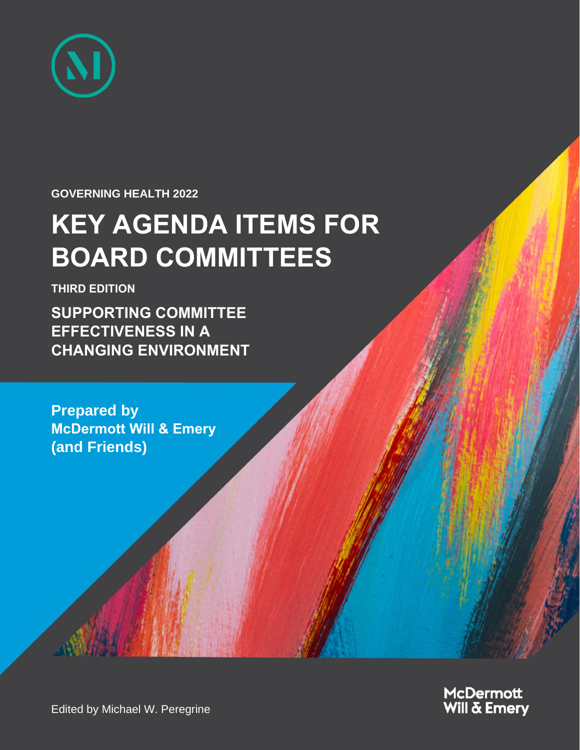GOVERNING HEALTH 2022

# KEY AGENDA ITEMS FOR BOARD COMMITTEES

THIRD EDITION

## SUPPORTING COMMITTEE EFFECTIVENESS IN A CHANGING ENVIRONMENT

**Prepared by McDermott Will & Emery (and Friends)**

Edited by Michael W. Peregrine

McDermott Will & Emery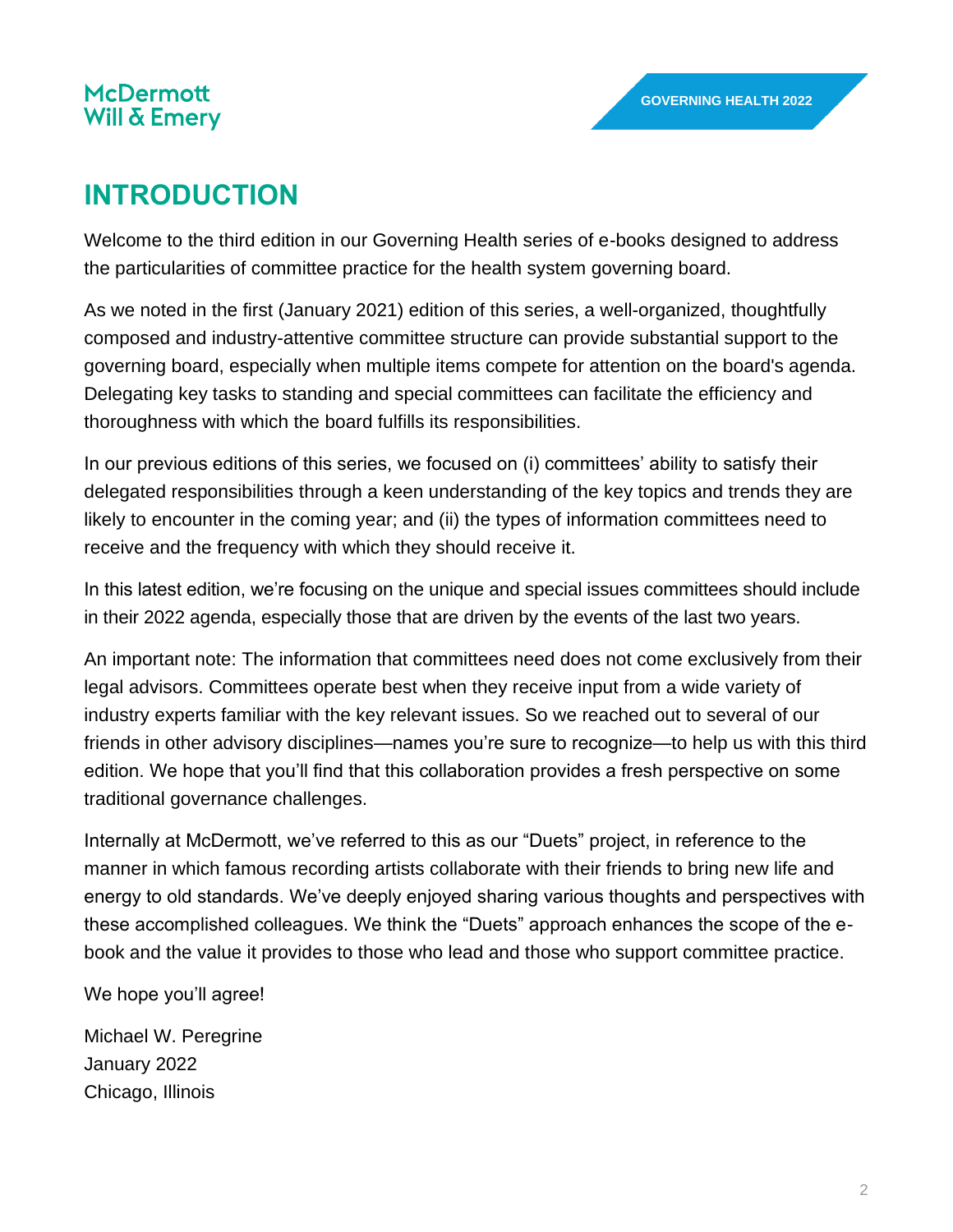# INTRODUCTION

Welcome to the third edition in our Governing Health series of e-books designed to address the particularities of committee practice for the health system governing board.

As we noted in the first (January 2021) edition of this series, a well-organized, thoughtfully composed and industry-attentive committee structure can provide substantial support to the governing board, especially when multiple items compete for attention on the board's agenda. Delegating key tasks to standing and special committees can facilitate the efficiency and thoroughness with which the board fulfills its responsibilities.

In our previous editions of this series, we focused on (i) committees' ability to satisfy their delegated responsibilities through a keen understanding of the key topics and trends they are likely to encounter in the coming year; and (ii) the types of information committees need to receive and the frequency with which they should receive it.

In this latest edition, we're focusing on the unique and special issues committees should include in their 2022 agenda, especially those that are driven by the events of the last two years.

An important note: The information that committees need does not come exclusively from their legal advisors. Committees operate best when they receive input from a wide variety of industry experts familiar with the key relevant issues. So we reached out to several of our friends in other advisory disciplines—names you're sure to recognize—to help us with this third edition. We hope that you'll find that this collaboration provides a fresh perspective on some traditional governance challenges.

Internally at McDermott, we've referred to this as our "Duets" project, in reference to the manner in which famous recording artists collaborate with their friends to bring new life and energy to old standards. We've deeply enjoyed sharing various thoughts and perspectives with these accomplished colleagues. We think the "Duets" approach enhances the scope of the e-book and the value it provides to those who lead and those who support committee practice.

We hope you'll agree!

Michael W. Peregrine
January 2022
Chicago, Illinois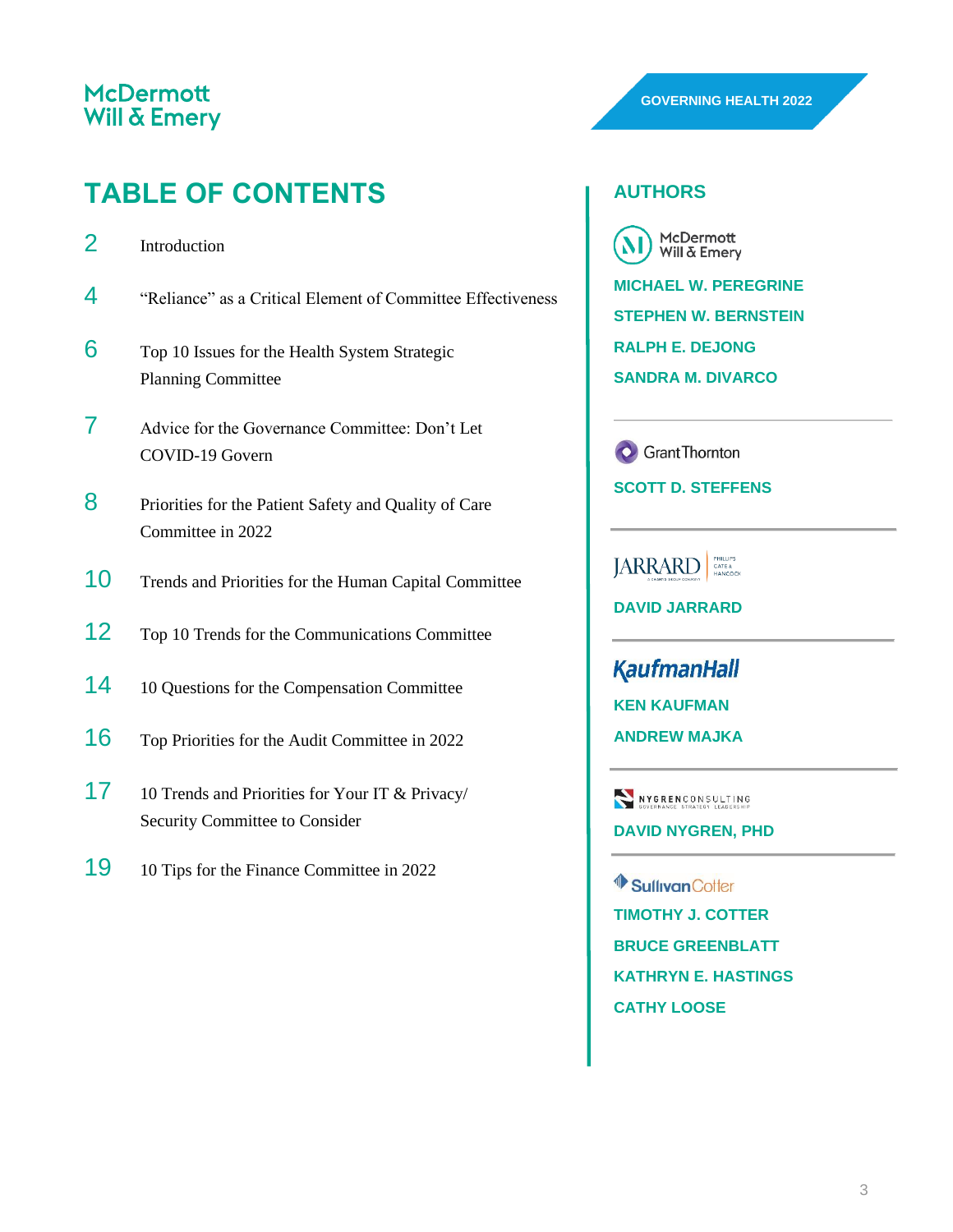McDermott Will & Emery

GOVERNING HEALTH 2022

# TABLE OF CONTENTS

| | |
|---|---|
| 2 | Introduction |
| 4 | "Reliance" as a Critical Element of Committee Effectiveness |
| 6 | Top 10 Issues for the Health System Strategic Planning Committee |
| 7 | Advice for the Governance Committee: Don't Let COVID-19 Govern |
| 8 | Priorities for the Patient Safety and Quality of Care Committee in 2022 |
| 10 | Trends and Priorities for the Human Capital Committee |
| 12 | Top 10 Trends for the Communications Committee |
| 14 | 10 Questions for the Compensation Committee |
| 16 | Top Priorities for the Audit Committee in 2022 |
| 17 | 10 Trends and Priorities for Your IT & Privacy/ Security Committee to Consider |
| 19 | 10 Tips for the Finance Committee in 2022 |

## AUTHORS

McDermott Will & Emery

**MICHAEL W. PEREGRINE**

**STEPHEN W. BERNSTEIN**

**RALPH E. DEJONG**

**SANDRA M. DIVARCO**

Grant Thornton

**SCOTT D. STEFFENS**

JARRARD Phillips Cate & Hancock

**DAVID JARRARD**

KaufmanHall

**KEN KAUFMAN**

**ANDREW MAJKA**

NYGREN CONSULTING — Governance Strategy Leadership

**DAVID NYGREN, PHD**

SullivanCotter

**TIMOTHY J. COTTER**

**BRUCE GREENBLATT**

**KATHRYN E. HASTINGS**

**CATHY LOOSE**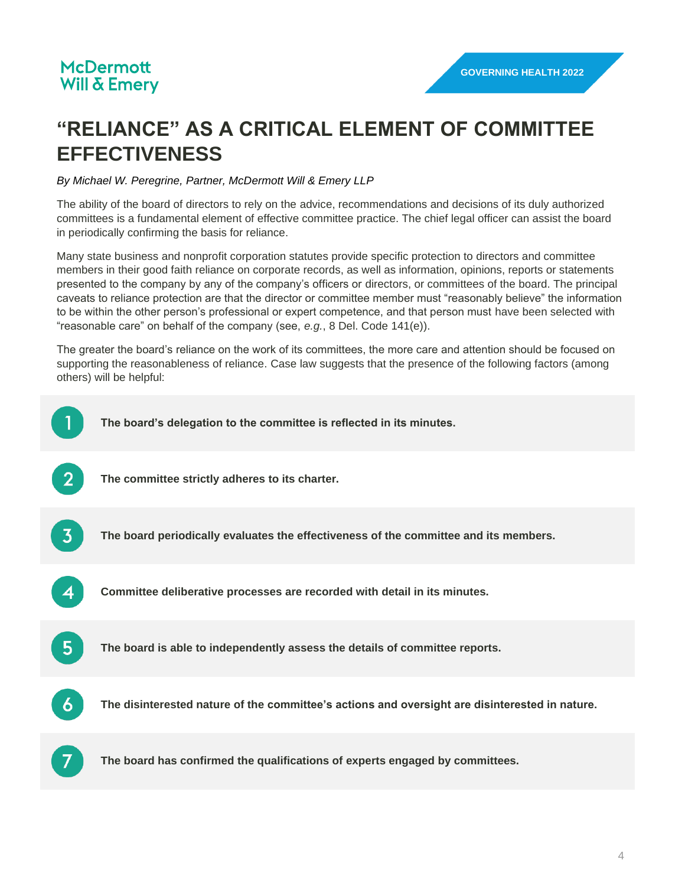# "RELIANCE" AS A CRITICAL ELEMENT OF COMMITTEE EFFECTIVENESS

*By Michael W. Peregrine, Partner, McDermott Will & Emery LLP*

The ability of the board of directors to rely on the advice, recommendations and decisions of its duly authorized committees is a fundamental element of effective committee practice. The chief legal officer can assist the board in periodically confirming the basis for reliance.

Many state business and nonprofit corporation statutes provide specific protection to directors and committee members in their good faith reliance on corporate records, as well as information, opinions, reports or statements presented to the company by any of the company's officers or directors, or committees of the board. The principal caveats to reliance protection are that the director or committee member must "reasonably believe" the information to be within the other person's professional or expert competence, and that person must have been selected with "reasonable care" on behalf of the company (see, *e.g.*, 8 Del. Code 141(e)).

The greater the board's reliance on the work of its committees, the more care and attention should be focused on supporting the reasonableness of reliance. Case law suggests that the presence of the following factors (among others) will be helpful:

1. **The board's delegation to the committee is reflected in its minutes.**
2. **The committee strictly adheres to its charter.**
3. **The board periodically evaluates the effectiveness of the committee and its members.**
4. **Committee deliberative processes are recorded with detail in its minutes.**
5. **The board is able to independently assess the details of committee reports.**
6. **The disinterested nature of the committee's actions and oversight are disinterested in nature.**
7. **The board has confirmed the qualifications of experts engaged by committees.**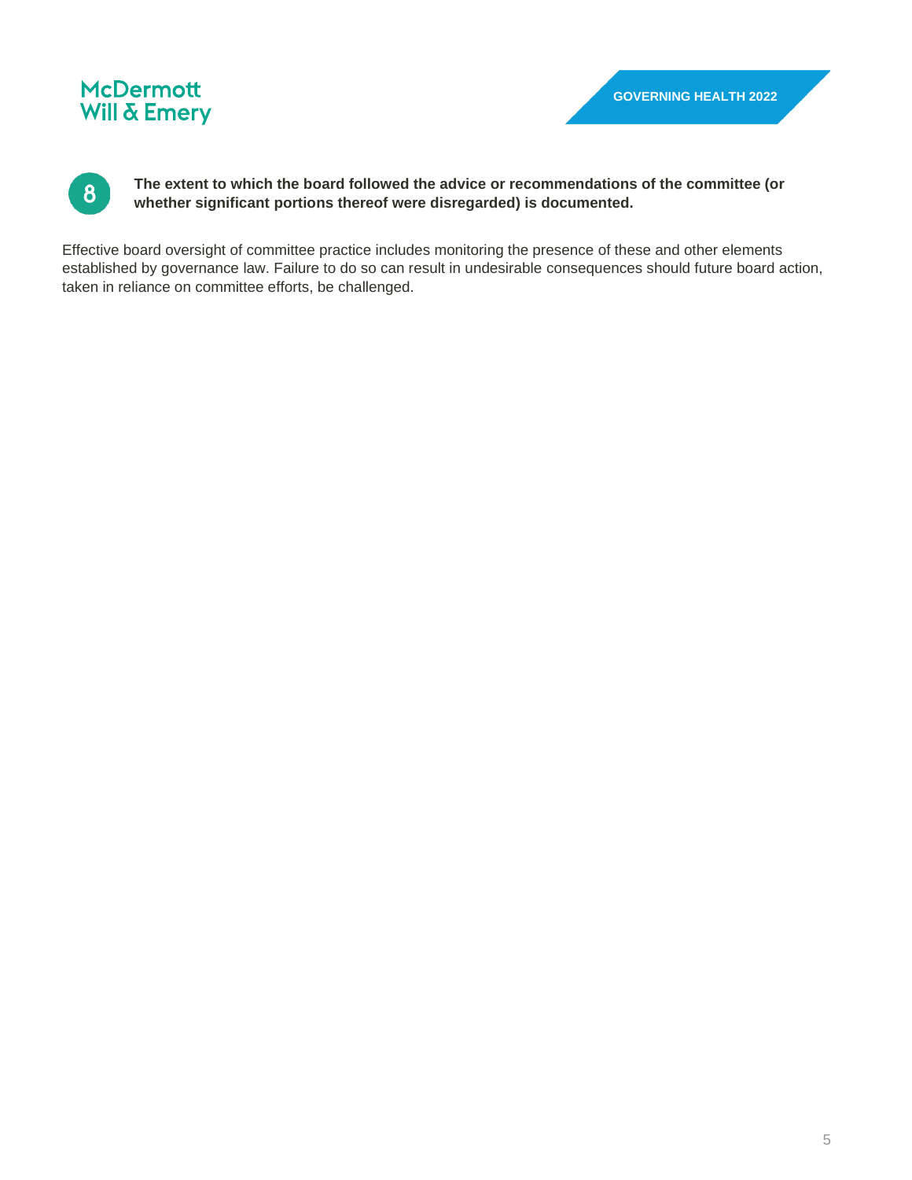8. **The extent to which the board followed the advice or recommendations of the committee (or whether significant portions thereof were disregarded) is documented.**

Effective board oversight of committee practice includes monitoring the presence of these and other elements established by governance law. Failure to do so can result in undesirable consequences should future board action, taken in reliance on committee efforts, be challenged.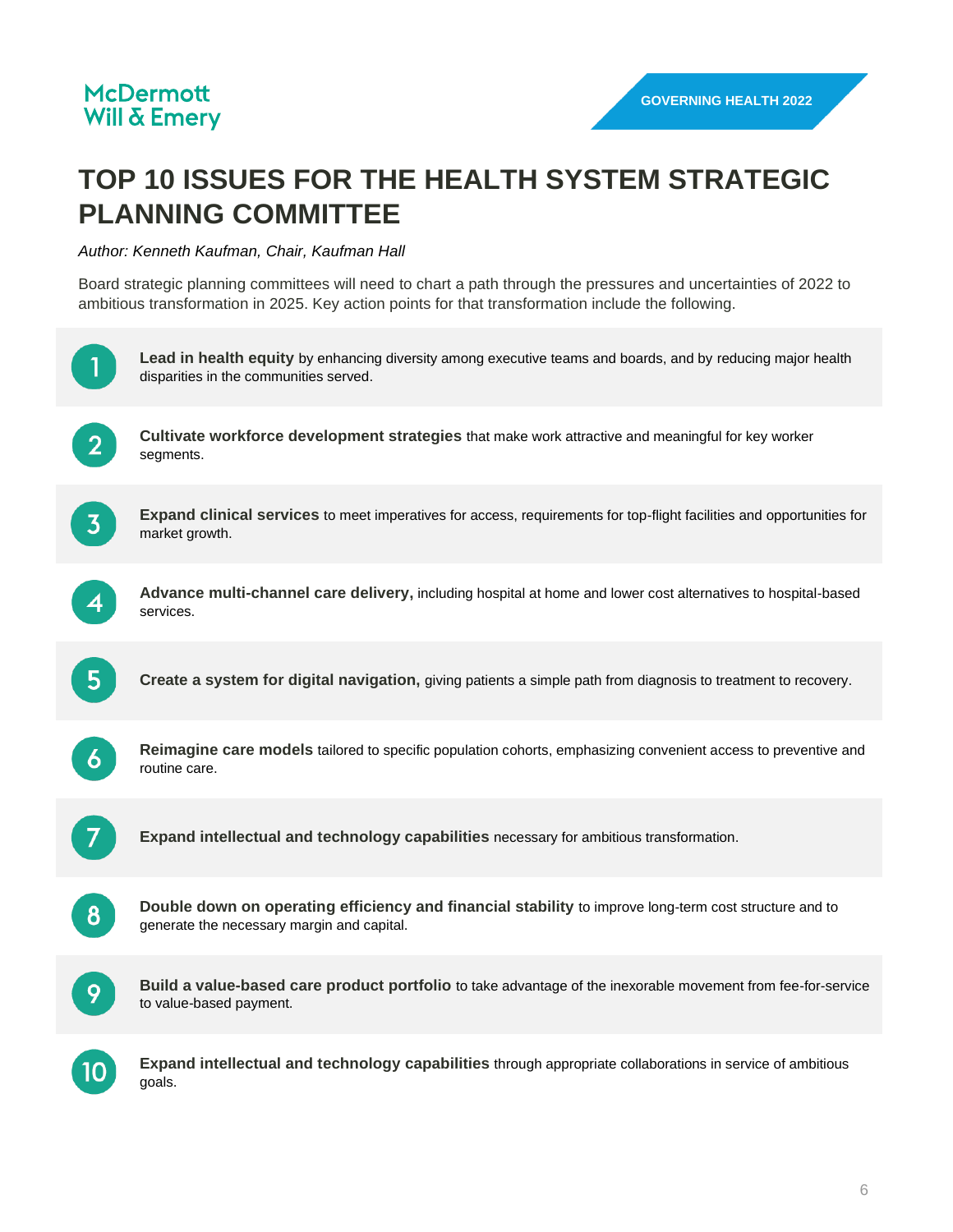# TOP 10 ISSUES FOR THE HEALTH SYSTEM STRATEGIC PLANNING COMMITTEE

*Author: Kenneth Kaufman, Chair, Kaufman Hall*

Board strategic planning committees will need to chart a path through the pressures and uncertainties of 2022 to ambitious transformation in 2025. Key action points for that transformation include the following.

1. **Lead in health equity** by enhancing diversity among executive teams and boards, and by reducing major health disparities in the communities served.
2. **Cultivate workforce development strategies** that make work attractive and meaningful for key worker segments.
3. **Expand clinical services** to meet imperatives for access, requirements for top-flight facilities and opportunities for market growth.
4. **Advance multi-channel care delivery,** including hospital at home and lower cost alternatives to hospital-based services.
5. **Create a system for digital navigation,** giving patients a simple path from diagnosis to treatment to recovery.
6. **Reimagine care models** tailored to specific population cohorts, emphasizing convenient access to preventive and routine care.
7. **Expand intellectual and technology capabilities** necessary for ambitious transformation.
8. **Double down on operating efficiency and financial stability** to improve long-term cost structure and to generate the necessary margin and capital.
9. **Build a value-based care product portfolio** to take advantage of the inexorable movement from fee-for-service to value-based payment.
10. **Expand intellectual and technology capabilities** through appropriate collaborations in service of ambitious goals.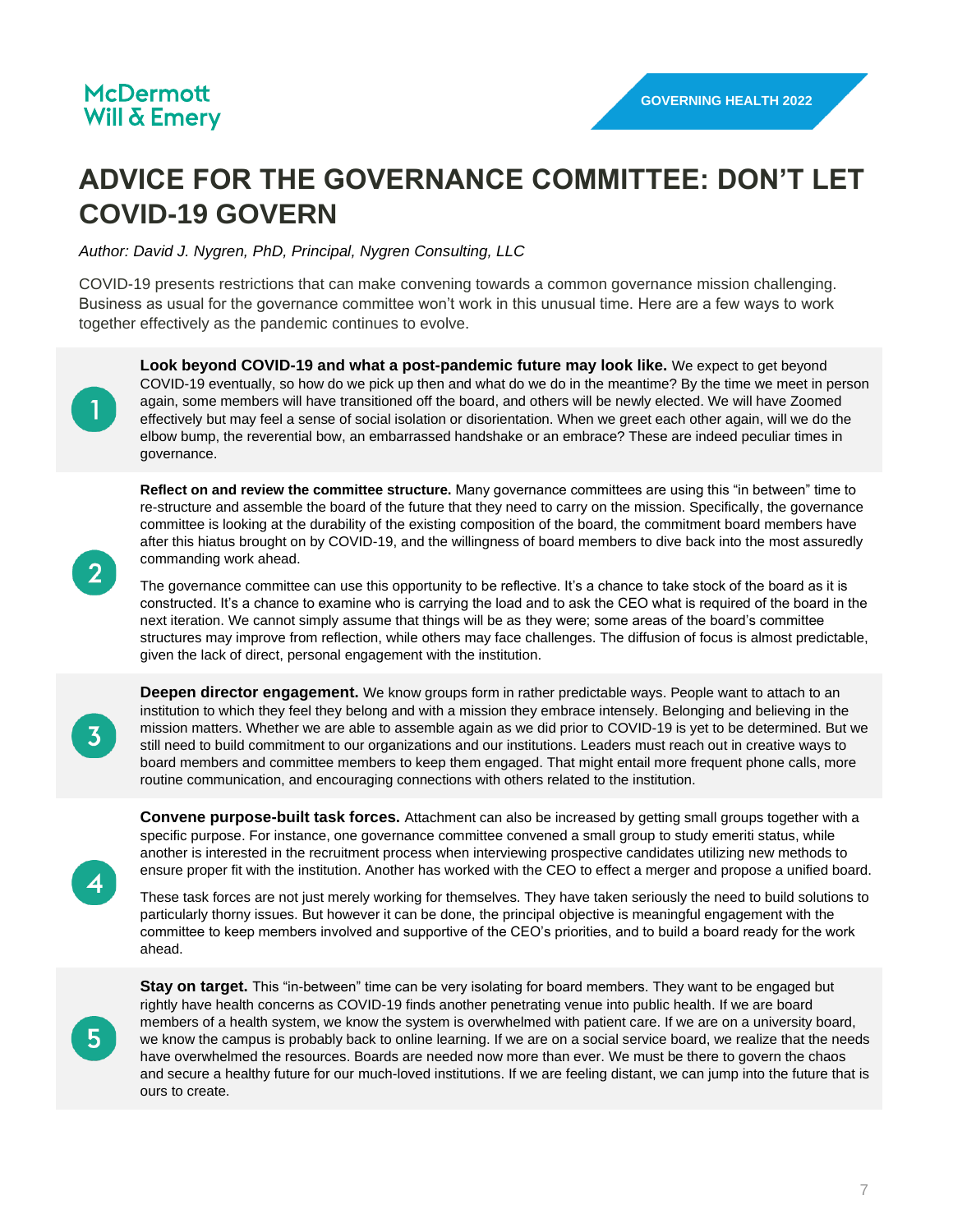# ADVICE FOR THE GOVERNANCE COMMITTEE: DON'T LET COVID-19 GOVERN

*Author: David J. Nygren, PhD, Principal, Nygren Consulting, LLC*

COVID-19 presents restrictions that can make convening towards a common governance mission challenging. Business as usual for the governance committee won't work in this unusual time. Here are a few ways to work together effectively as the pandemic continues to evolve.

1. **Look beyond COVID-19 and what a post-pandemic future may look like.** We expect to get beyond COVID-19 eventually, so how do we pick up then and what do we do in the meantime? By the time we meet in person again, some members will have transitioned off the board, and others will be newly elected. We will have Zoomed effectively but may feel a sense of social isolation or disorientation. When we greet each other again, will we do the elbow bump, the reverential bow, an embarrassed handshake or an embrace? These are indeed peculiar times in governance.

2. **Reflect on and review the committee structure.** Many governance committees are using this "in between" time to re-structure and assemble the board of the future that they need to carry on the mission. Specifically, the governance committee is looking at the durability of the existing composition of the board, the commitment board members have after this hiatus brought on by COVID-19, and the willingness of board members to dive back into the most assuredly commanding work ahead.

   The governance committee can use this opportunity to be reflective. It's a chance to take stock of the board as it is constructed. It's a chance to examine who is carrying the load and to ask the CEO what is required of the board in the next iteration. We cannot simply assume that things will be as they were; some areas of the board's committee structures may improve from reflection, while others may face challenges. The diffusion of focus is almost predictable, given the lack of direct, personal engagement with the institution.

3. **Deepen director engagement.** We know groups form in rather predictable ways. People want to attach to an institution to which they feel they belong and with a mission they embrace intensely. Belonging and believing in the mission matters. Whether we are able to assemble again as we did prior to COVID-19 is yet to be determined. But we still need to build commitment to our organizations and our institutions. Leaders must reach out in creative ways to board members and committee members to keep them engaged. That might entail more frequent phone calls, more routine communication, and encouraging connections with others related to the institution.

4. **Convene purpose-built task forces.** Attachment can also be increased by getting small groups together with a specific purpose. For instance, one governance committee convened a small group to study emeriti status, while another is interested in the recruitment process when interviewing prospective candidates utilizing new methods to ensure proper fit with the institution. Another has worked with the CEO to effect a merger and propose a unified board.

   These task forces are not just merely working for themselves. They have taken seriously the need to build solutions to particularly thorny issues. But however it can be done, the principal objective is meaningful engagement with the committee to keep members involved and supportive of the CEO's priorities, and to build a board ready for the work ahead.

5. **Stay on target.** This "in-between" time can be very isolating for board members. They want to be engaged but rightly have health concerns as COVID-19 finds another penetrating venue into public health. If we are board members of a health system, we know the system is overwhelmed with patient care. If we are on a university board, we know the campus is probably back to online learning. If we are on a social service board, we realize that the needs have overwhelmed the resources. Boards are needed now more than ever. We must be there to govern the chaos and secure a healthy future for our much-loved institutions. If we are feeling distant, we can jump into the future that is ours to create.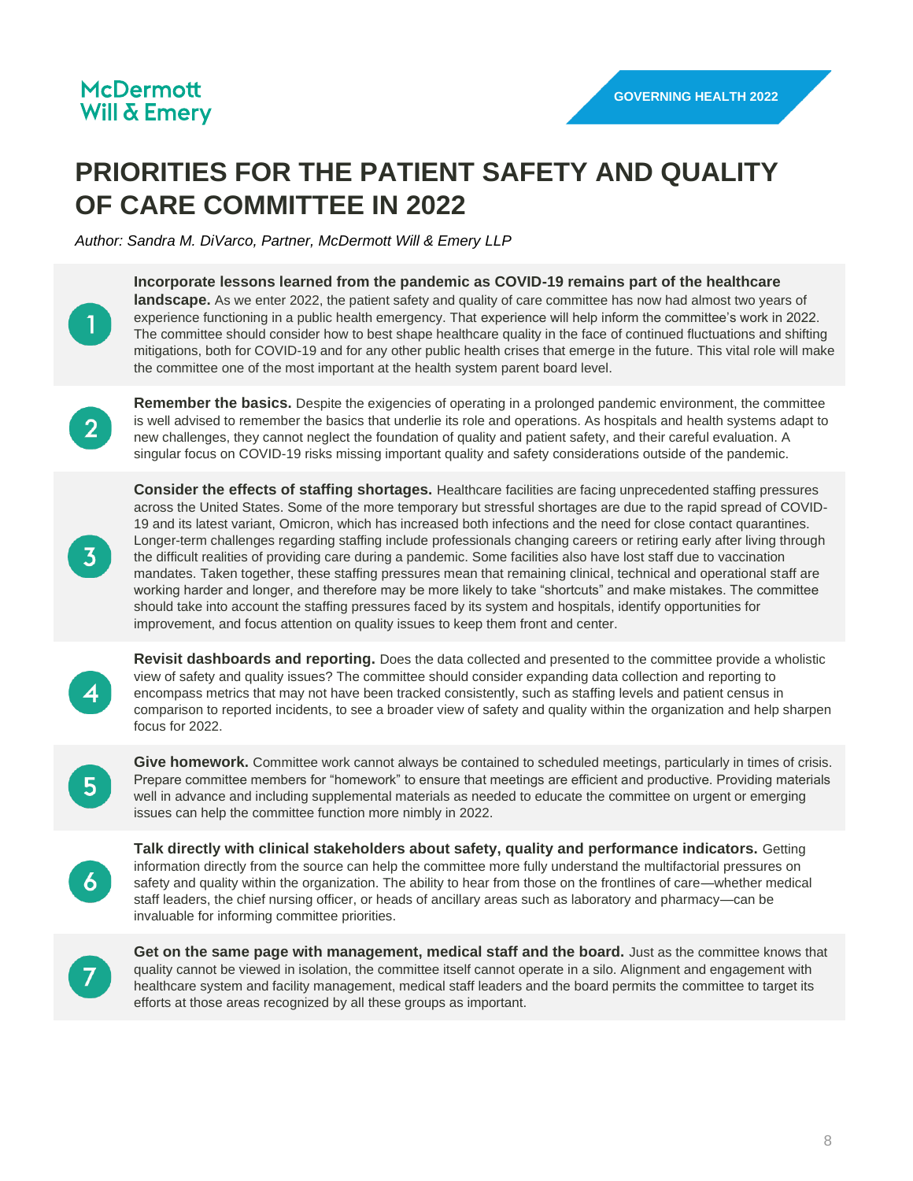# PRIORITIES FOR THE PATIENT SAFETY AND QUALITY OF CARE COMMITTEE IN 2022

*Author: Sandra M. DiVarco, Partner, McDermott Will & Emery LLP*

1. **Incorporate lessons learned from the pandemic as COVID-19 remains part of the healthcare landscape.** As we enter 2022, the patient safety and quality of care committee has now had almost two years of experience functioning in a public health emergency. That experience will help inform the committee's work in 2022. The committee should consider how to best shape healthcare quality in the face of continued fluctuations and shifting mitigations, both for COVID-19 and for any other public health crises that emerge in the future. This vital role will make the committee one of the most important at the health system parent board level.

2. **Remember the basics.** Despite the exigencies of operating in a prolonged pandemic environment, the committee is well advised to remember the basics that underlie its role and operations. As hospitals and health systems adapt to new challenges, they cannot neglect the foundation of quality and patient safety, and their careful evaluation. A singular focus on COVID-19 risks missing important quality and safety considerations outside of the pandemic.

3. **Consider the effects of staffing shortages.** Healthcare facilities are facing unprecedented staffing pressures across the United States. Some of the more temporary but stressful shortages are due to the rapid spread of COVID-19 and its latest variant, Omicron, which has increased both infections and the need for close contact quarantines. Longer-term challenges regarding staffing include professionals changing careers or retiring early after living through the difficult realities of providing care during a pandemic. Some facilities also have lost staff due to vaccination mandates. Taken together, these staffing pressures mean that remaining clinical, technical and operational staff are working harder and longer, and therefore may be more likely to take "shortcuts" and make mistakes. The committee should take into account the staffing pressures faced by its system and hospitals, identify opportunities for improvement, and focus attention on quality issues to keep them front and center.

4. **Revisit dashboards and reporting.** Does the data collected and presented to the committee provide a wholistic view of safety and quality issues? The committee should consider expanding data collection and reporting to encompass metrics that may not have been tracked consistently, such as staffing levels and patient census in comparison to reported incidents, to see a broader view of safety and quality within the organization and help sharpen focus for 2022.

5. **Give homework.** Committee work cannot always be contained to scheduled meetings, particularly in times of crisis. Prepare committee members for "homework" to ensure that meetings are efficient and productive. Providing materials well in advance and including supplemental materials as needed to educate the committee on urgent or emerging issues can help the committee function more nimbly in 2022.

6. **Talk directly with clinical stakeholders about safety, quality and performance indicators.** Getting information directly from the source can help the committee more fully understand the multifactorial pressures on safety and quality within the organization. The ability to hear from those on the frontlines of care—whether medical staff leaders, the chief nursing officer, or heads of ancillary areas such as laboratory and pharmacy—can be invaluable for informing committee priorities.

7. **Get on the same page with management, medical staff and the board.** Just as the committee knows that quality cannot be viewed in isolation, the committee itself cannot operate in a silo. Alignment and engagement with healthcare system and facility management, medical staff leaders and the board permits the committee to target its efforts at those areas recognized by all these groups as important.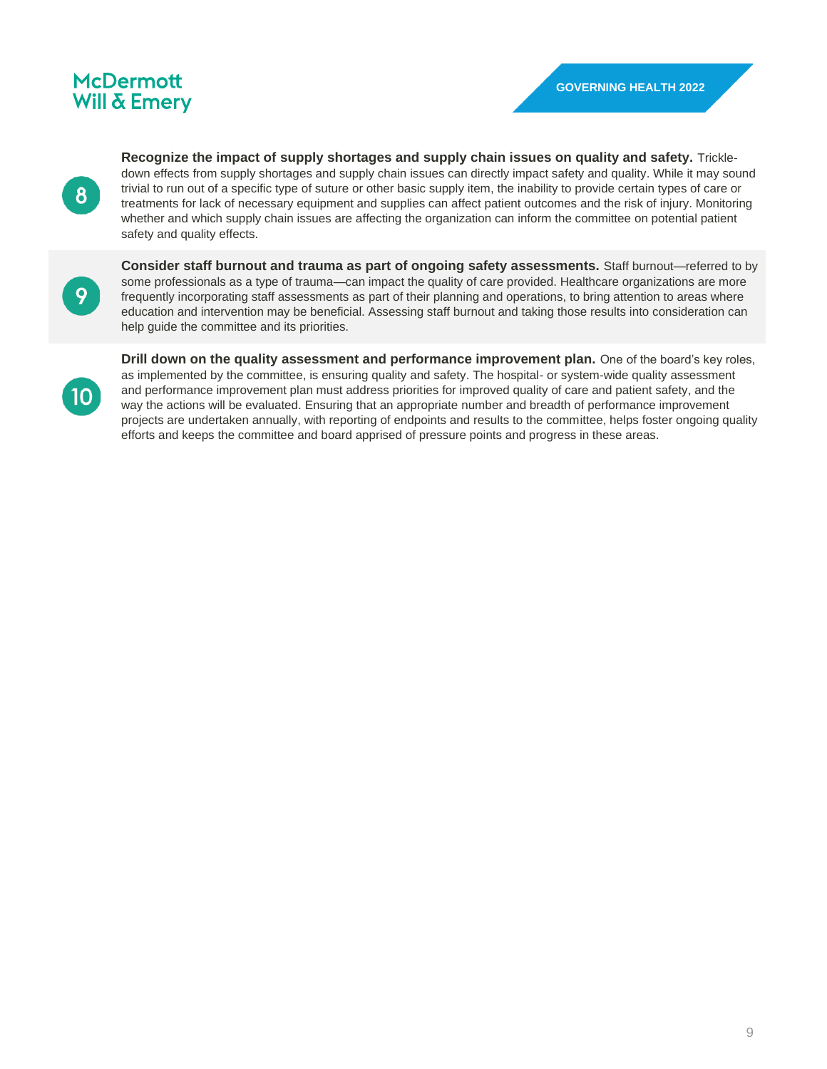8. **Recognize the impact of supply shortages and supply chain issues on quality and safety.** Trickle-down effects from supply shortages and supply chain issues can directly impact safety and quality. While it may sound trivial to run out of a specific type of suture or other basic supply item, the inability to provide certain types of care or treatments for lack of necessary equipment and supplies can affect patient outcomes and the risk of injury. Monitoring whether and which supply chain issues are affecting the organization can inform the committee on potential patient safety and quality effects.

9. **Consider staff burnout and trauma as part of ongoing safety assessments.** Staff burnout—referred to by some professionals as a type of trauma—can impact the quality of care provided. Healthcare organizations are more frequently incorporating staff assessments as part of their planning and operations, to bring attention to areas where education and intervention may be beneficial. Assessing staff burnout and taking those results into consideration can help guide the committee and its priorities.

10. **Drill down on the quality assessment and performance improvement plan.** One of the board's key roles, as implemented by the committee, is ensuring quality and safety. The hospital- or system-wide quality assessment and performance improvement plan must address priorities for improved quality of care and patient safety, and the way the actions will be evaluated. Ensuring that an appropriate number and breadth of performance improvement projects are undertaken annually, with reporting of endpoints and results to the committee, helps foster ongoing quality efforts and keeps the committee and board apprised of pressure points and progress in these areas.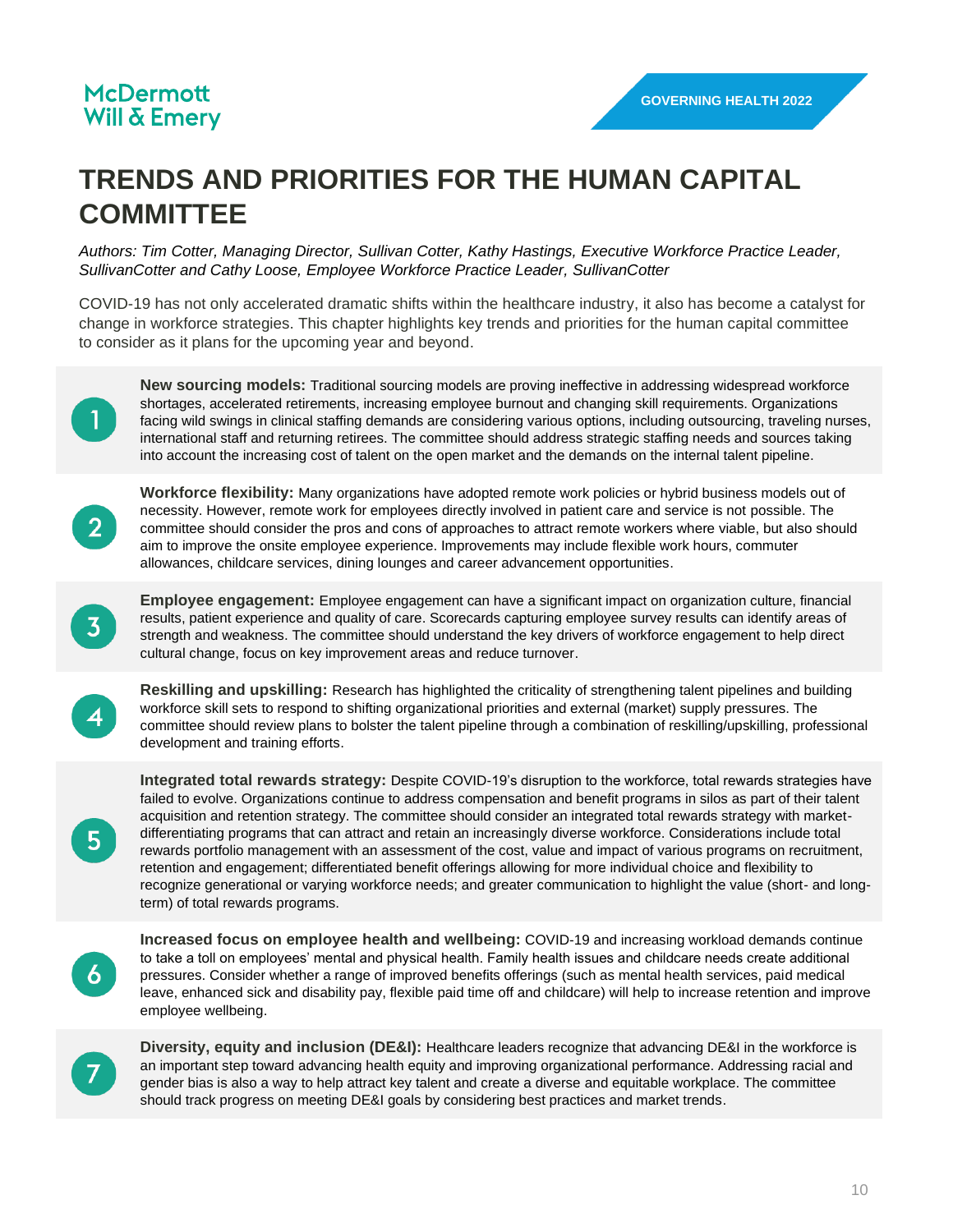# TRENDS AND PRIORITIES FOR THE HUMAN CAPITAL COMMITTEE

*Authors: Tim Cotter, Managing Director, Sullivan Cotter, Kathy Hastings, Executive Workforce Practice Leader, SullivanCotter and Cathy Loose, Employee Workforce Practice Leader, SullivanCotter*

COVID-19 has not only accelerated dramatic shifts within the healthcare industry, it also has become a catalyst for change in workforce strategies. This chapter highlights key trends and priorities for the human capital committee to consider as it plans for the upcoming year and beyond.

1. **New sourcing models:** Traditional sourcing models are proving ineffective in addressing widespread workforce shortages, accelerated retirements, increasing employee burnout and changing skill requirements. Organizations facing wild swings in clinical staffing demands are considering various options, including outsourcing, traveling nurses, international staff and returning retirees. The committee should address strategic staffing needs and sources taking into account the increasing cost of talent on the open market and the demands on the internal talent pipeline.

2. **Workforce flexibility:** Many organizations have adopted remote work policies or hybrid business models out of necessity. However, remote work for employees directly involved in patient care and service is not possible. The committee should consider the pros and cons of approaches to attract remote workers where viable, but also should aim to improve the onsite employee experience. Improvements may include flexible work hours, commuter allowances, childcare services, dining lounges and career advancement opportunities.

3. **Employee engagement:** Employee engagement can have a significant impact on organization culture, financial results, patient experience and quality of care. Scorecards capturing employee survey results can identify areas of strength and weakness. The committee should understand the key drivers of workforce engagement to help direct cultural change, focus on key improvement areas and reduce turnover.

4. **Reskilling and upskilling:** Research has highlighted the criticality of strengthening talent pipelines and building workforce skill sets to respond to shifting organizational priorities and external (market) supply pressures. The committee should review plans to bolster the talent pipeline through a combination of reskilling/upskilling, professional development and training efforts.

5. **Integrated total rewards strategy:** Despite COVID-19's disruption to the workforce, total rewards strategies have failed to evolve. Organizations continue to address compensation and benefit programs in silos as part of their talent acquisition and retention strategy. The committee should consider an integrated total rewards strategy with market-differentiating programs that can attract and retain an increasingly diverse workforce. Considerations include total rewards portfolio management with an assessment of the cost, value and impact of various programs on recruitment, retention and engagement; differentiated benefit offerings allowing for more individual choice and flexibility to recognize generational or varying workforce needs; and greater communication to highlight the value (short- and long-term) of total rewards programs.

6. **Increased focus on employee health and wellbeing:** COVID-19 and increasing workload demands continue to take a toll on employees' mental and physical health. Family health issues and childcare needs create additional pressures. Consider whether a range of improved benefits offerings (such as mental health services, paid medical leave, enhanced sick and disability pay, flexible paid time off and childcare) will help to increase retention and improve employee wellbeing.

7. **Diversity, equity and inclusion (DE&I):** Healthcare leaders recognize that advancing DE&I in the workforce is an important step toward advancing health equity and improving organizational performance. Addressing racial and gender bias is also a way to help attract key talent and create a diverse and equitable workplace. The committee should track progress on meeting DE&I goals by considering best practices and market trends.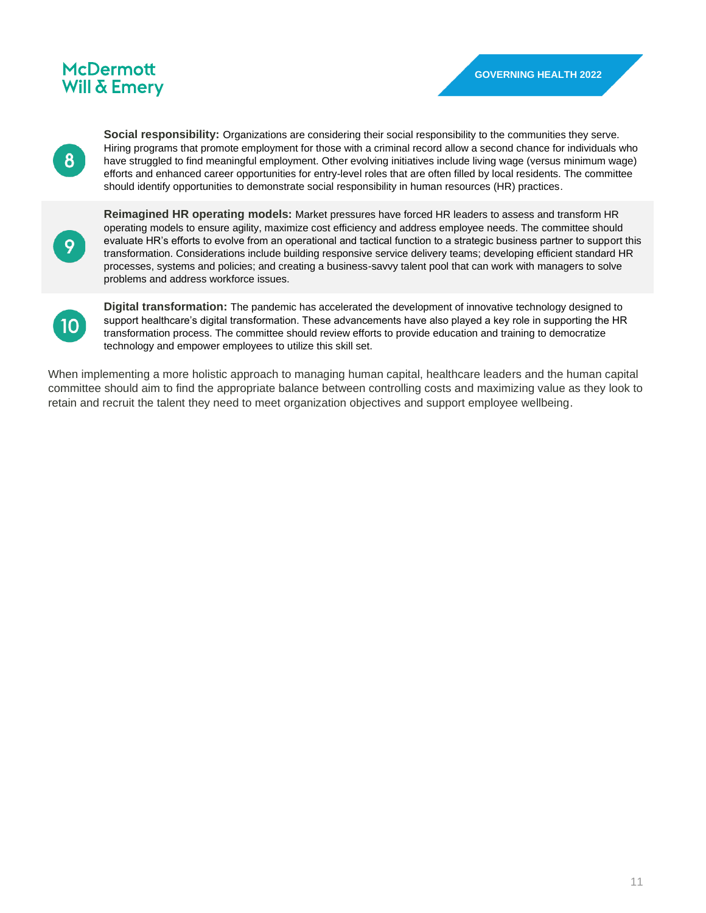8. **Social responsibility:** Organizations are considering their social responsibility to the communities they serve. Hiring programs that promote employment for those with a criminal record allow a second chance for individuals who have struggled to find meaningful employment. Other evolving initiatives include living wage (versus minimum wage) efforts and enhanced career opportunities for entry-level roles that are often filled by local residents. The committee should identify opportunities to demonstrate social responsibility in human resources (HR) practices.

9. **Reimagined HR operating models:** Market pressures have forced HR leaders to assess and transform HR operating models to ensure agility, maximize cost efficiency and address employee needs. The committee should evaluate HR's efforts to evolve from an operational and tactical function to a strategic business partner to support this transformation. Considerations include building responsive service delivery teams; developing efficient standard HR processes, systems and policies; and creating a business-savvy talent pool that can work with managers to solve problems and address workforce issues.

10. **Digital transformation:** The pandemic has accelerated the development of innovative technology designed to support healthcare's digital transformation. These advancements have also played a key role in supporting the HR transformation process. The committee should review efforts to provide education and training to democratize technology and empower employees to utilize this skill set.

When implementing a more holistic approach to managing human capital, healthcare leaders and the human capital committee should aim to find the appropriate balance between controlling costs and maximizing value as they look to retain and recruit the talent they need to meet organization objectives and support employee wellbeing.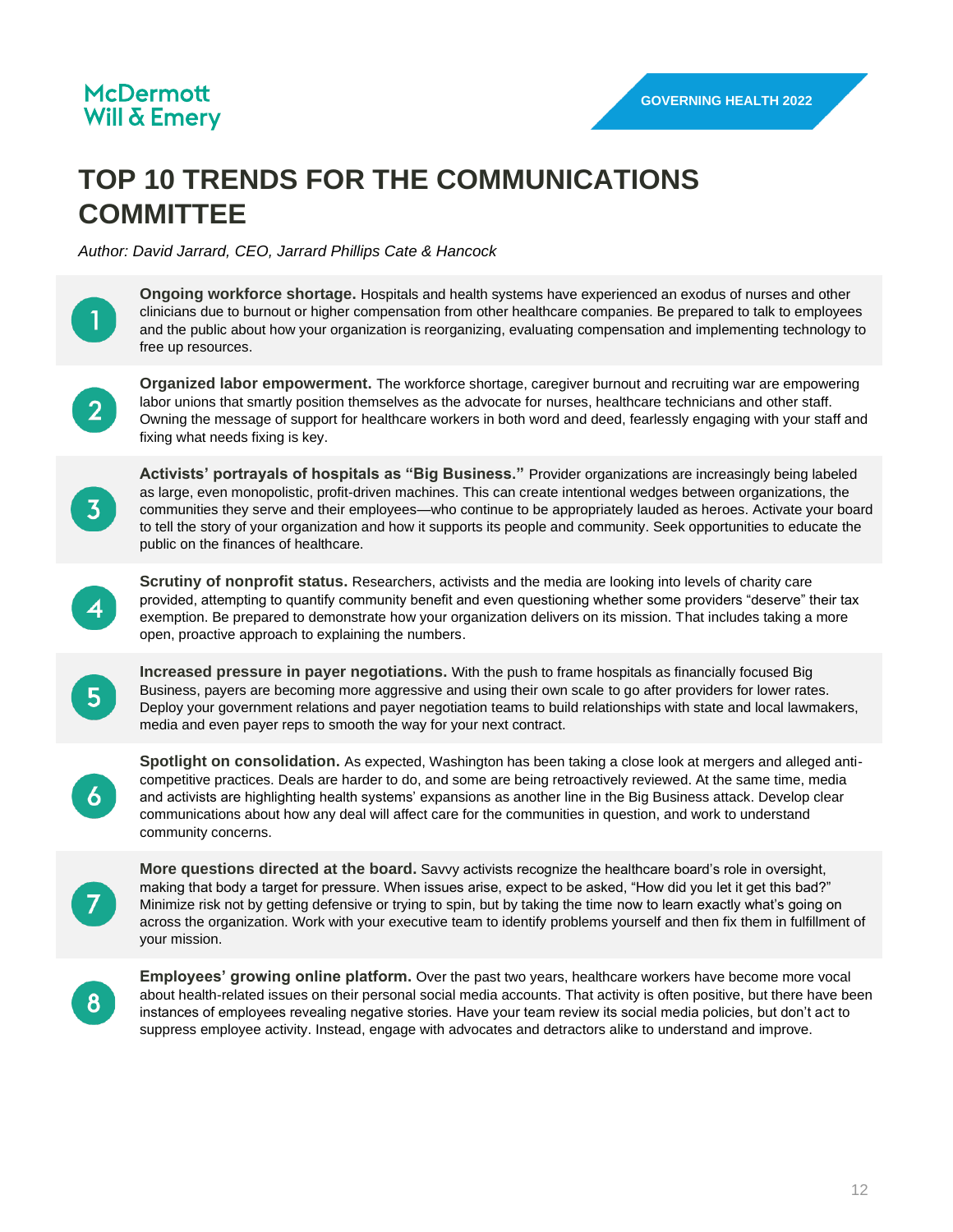# TOP 10 TRENDS FOR THE COMMUNICATIONS COMMITTEE

*Author: David Jarrard, CEO, Jarrard Phillips Cate & Hancock*

1. **Ongoing workforce shortage.** Hospitals and health systems have experienced an exodus of nurses and other clinicians due to burnout or higher compensation from other healthcare companies. Be prepared to talk to employees and the public about how your organization is reorganizing, evaluating compensation and implementing technology to free up resources.

2. **Organized labor empowerment.** The workforce shortage, caregiver burnout and recruiting war are empowering labor unions that smartly position themselves as the advocate for nurses, healthcare technicians and other staff. Owning the message of support for healthcare workers in both word and deed, fearlessly engaging with your staff and fixing what needs fixing is key.

3. **Activists' portrayals of hospitals as "Big Business."** Provider organizations are increasingly being labeled as large, even monopolistic, profit-driven machines. This can create intentional wedges between organizations, the communities they serve and their employees—who continue to be appropriately lauded as heroes. Activate your board to tell the story of your organization and how it supports its people and community. Seek opportunities to educate the public on the finances of healthcare.

4. **Scrutiny of nonprofit status.** Researchers, activists and the media are looking into levels of charity care provided, attempting to quantify community benefit and even questioning whether some providers "deserve" their tax exemption. Be prepared to demonstrate how your organization delivers on its mission. That includes taking a more open, proactive approach to explaining the numbers.

5. **Increased pressure in payer negotiations.** With the push to frame hospitals as financially focused Big Business, payers are becoming more aggressive and using their own scale to go after providers for lower rates. Deploy your government relations and payer negotiation teams to build relationships with state and local lawmakers, media and even payer reps to smooth the way for your next contract.

6. **Spotlight on consolidation.** As expected, Washington has been taking a close look at mergers and alleged anti-competitive practices. Deals are harder to do, and some are being retroactively reviewed. At the same time, media and activists are highlighting health systems' expansions as another line in the Big Business attack. Develop clear communications about how any deal will affect care for the communities in question, and work to understand community concerns.

7. **More questions directed at the board.** Savvy activists recognize the healthcare board's role in oversight, making that body a target for pressure. When issues arise, expect to be asked, "How did you let it get this bad?" Minimize risk not by getting defensive or trying to spin, but by taking the time now to learn exactly what's going on across the organization. Work with your executive team to identify problems yourself and then fix them in fulfillment of your mission.

8. **Employees' growing online platform.** Over the past two years, healthcare workers have become more vocal about health-related issues on their personal social media accounts. That activity is often positive, but there have been instances of employees revealing negative stories. Have your team review its social media policies, but don't act to suppress employee activity. Instead, engage with advocates and detractors alike to understand and improve.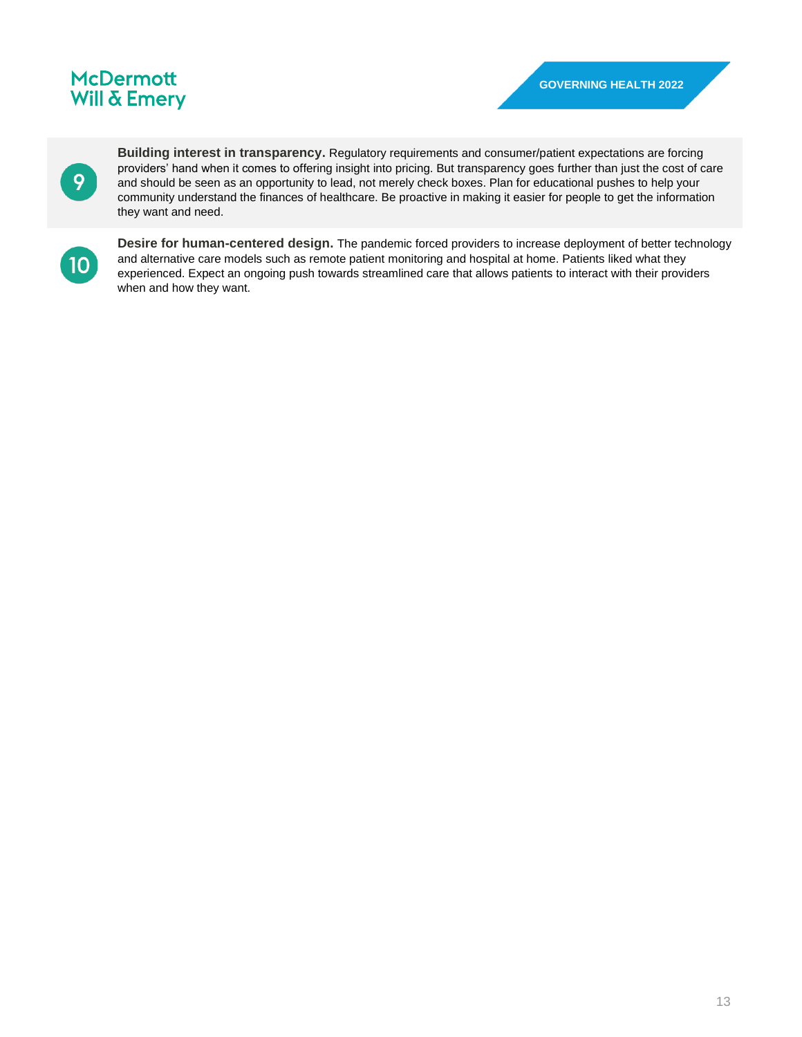9. **Building interest in transparency.** Regulatory requirements and consumer/patient expectations are forcing providers' hand when it comes to offering insight into pricing. But transparency goes further than just the cost of care and should be seen as an opportunity to lead, not merely check boxes. Plan for educational pushes to help your community understand the finances of healthcare. Be proactive in making it easier for people to get the information they want and need.

10. **Desire for human-centered design.** The pandemic forced providers to increase deployment of better technology and alternative care models such as remote patient monitoring and hospital at home. Patients liked what they experienced. Expect an ongoing push towards streamlined care that allows patients to interact with their providers when and how they want.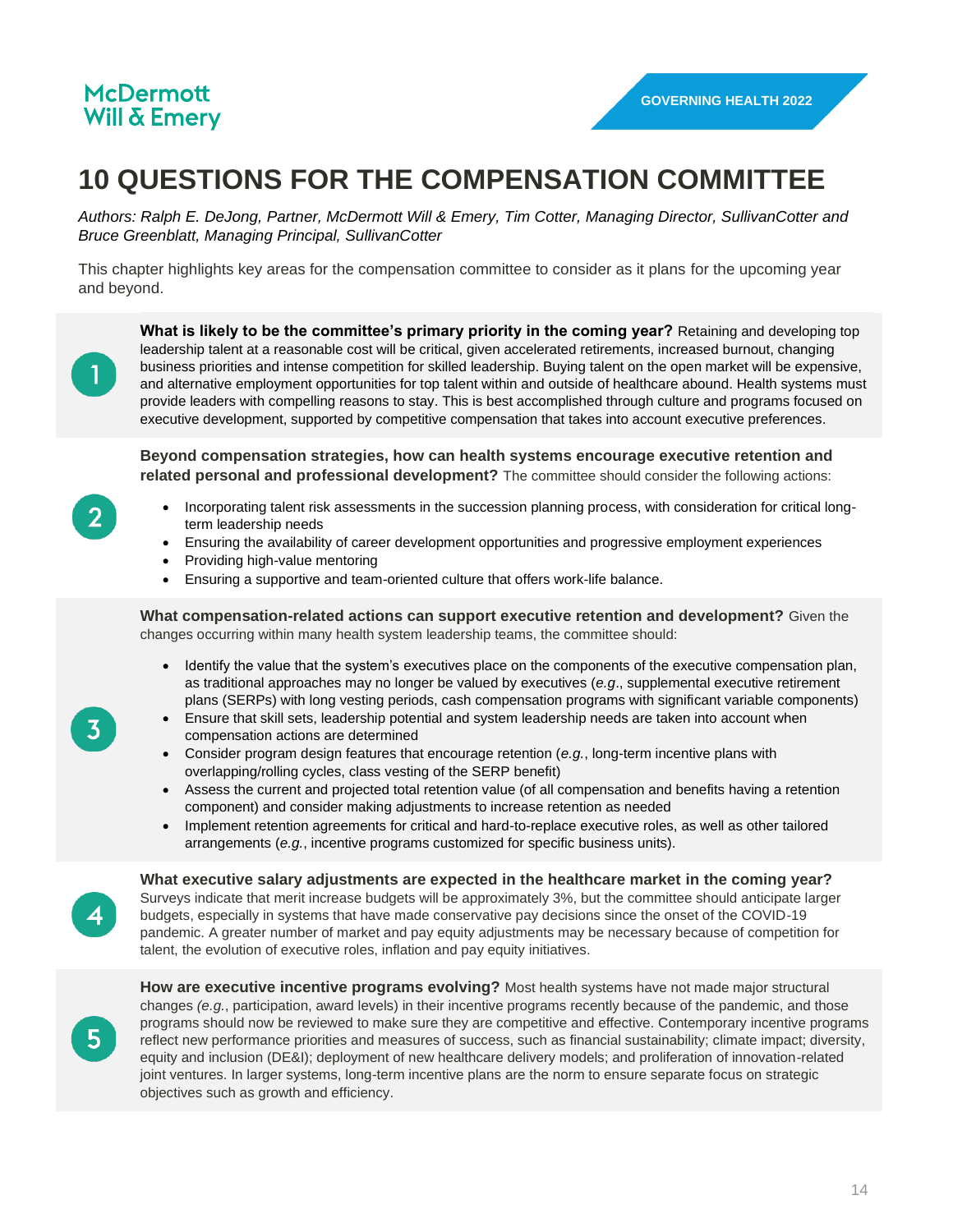# 10 QUESTIONS FOR THE COMPENSATION COMMITTEE

*Authors: Ralph E. DeJong, Partner, McDermott Will & Emery, Tim Cotter, Managing Director, SullivanCotter and Bruce Greenblatt, Managing Principal, SullivanCotter*

This chapter highlights key areas for the compensation committee to consider as it plans for the upcoming year and beyond.

1. **What is likely to be the committee's primary priority in the coming year?** Retaining and developing top leadership talent at a reasonable cost will be critical, given accelerated retirements, increased burnout, changing business priorities and intense competition for skilled leadership. Buying talent on the open market will be expensive, and alternative employment opportunities for top talent within and outside of healthcare abound. Health systems must provide leaders with compelling reasons to stay. This is best accomplished through culture and programs focused on executive development, supported by competitive compensation that takes into account executive preferences.

2. **Beyond compensation strategies, how can health systems encourage executive retention and related personal and professional development?** The committee should consider the following actions:

   - Incorporating talent risk assessments in the succession planning process, with consideration for critical long-term leadership needs
   - Ensuring the availability of career development opportunities and progressive employment experiences
   - Providing high-value mentoring
   - Ensuring a supportive and team-oriented culture that offers work-life balance.

3. **What compensation-related actions can support executive retention and development?** Given the changes occurring within many health system leadership teams, the committee should:

   - Identify the value that the system's executives place on the components of the executive compensation plan, as traditional approaches may no longer be valued by executives (*e.g*., supplemental executive retirement plans (SERPs) with long vesting periods, cash compensation programs with significant variable components)
   - Ensure that skill sets, leadership potential and system leadership needs are taken into account when compensation actions are determined
   - Consider program design features that encourage retention (*e.g.*, long-term incentive plans with overlapping/rolling cycles, class vesting of the SERP benefit)
   - Assess the current and projected total retention value (of all compensation and benefits having a retention component) and consider making adjustments to increase retention as needed
   - Implement retention agreements for critical and hard-to-replace executive roles, as well as other tailored arrangements (*e.g.*, incentive programs customized for specific business units).

4. **What executive salary adjustments are expected in the healthcare market in the coming year?** Surveys indicate that merit increase budgets will be approximately 3%, but the committee should anticipate larger budgets, especially in systems that have made conservative pay decisions since the onset of the COVID-19 pandemic. A greater number of market and pay equity adjustments may be necessary because of competition for talent, the evolution of executive roles, inflation and pay equity initiatives.

5. **How are executive incentive programs evolving?** Most health systems have not made major structural changes *(e.g.*, participation, award levels) in their incentive programs recently because of the pandemic, and those programs should now be reviewed to make sure they are competitive and effective. Contemporary incentive programs reflect new performance priorities and measures of success, such as financial sustainability; climate impact; diversity, equity and inclusion (DE&I); deployment of new healthcare delivery models; and proliferation of innovation-related joint ventures. In larger systems, long-term incentive plans are the norm to ensure separate focus on strategic objectives such as growth and efficiency.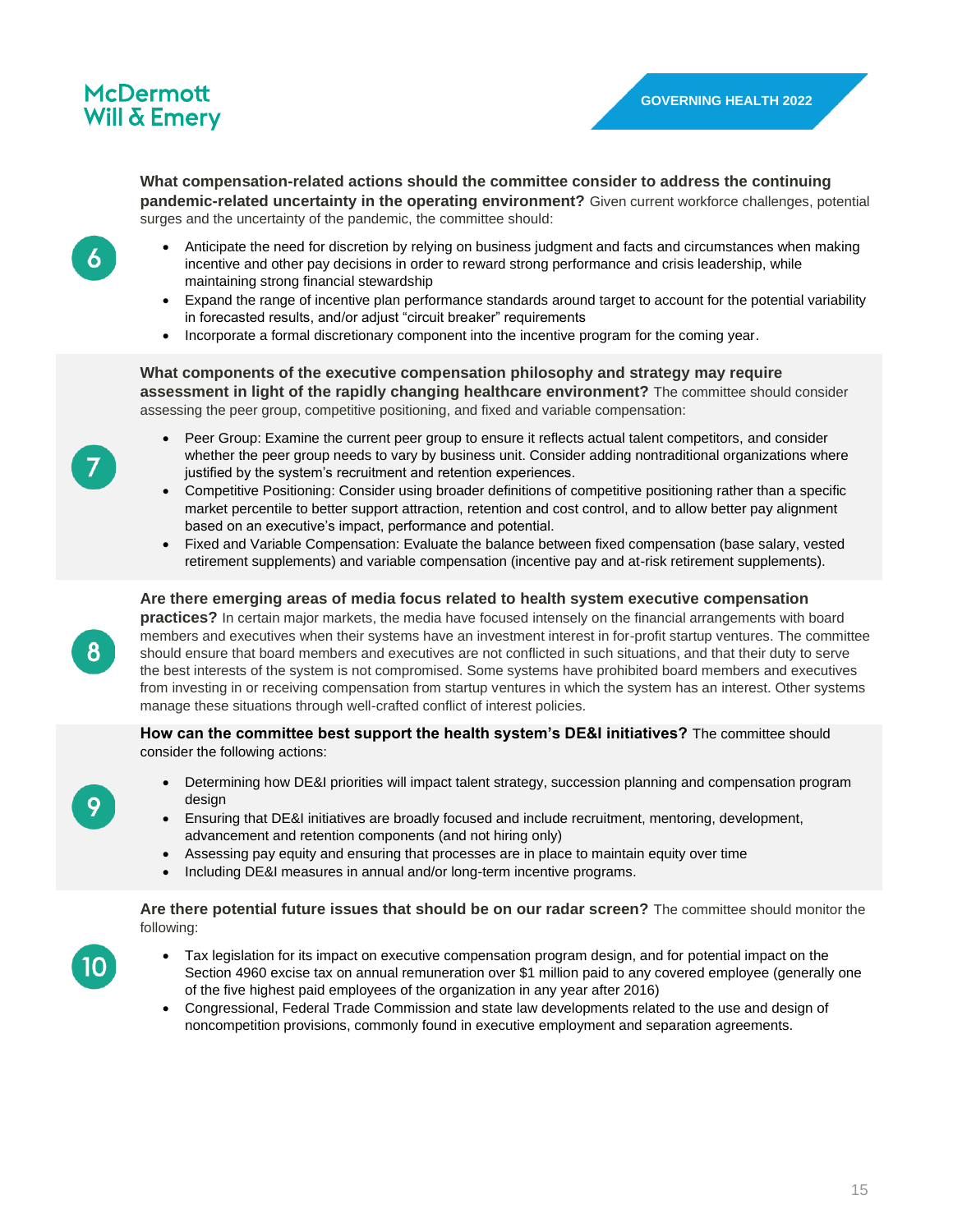6

**What compensation-related actions should the committee consider to address the continuing pandemic-related uncertainty in the operating environment?** Given current workforce challenges, potential surges and the uncertainty of the pandemic, the committee should:

- Anticipate the need for discretion by relying on business judgment and facts and circumstances when making incentive and other pay decisions in order to reward strong performance and crisis leadership, while maintaining strong financial stewardship
- Expand the range of incentive plan performance standards around target to account for the potential variability in forecasted results, and/or adjust "circuit breaker" requirements
- Incorporate a formal discretionary component into the incentive program for the coming year.

7

**What components of the executive compensation philosophy and strategy may require assessment in light of the rapidly changing healthcare environment?** The committee should consider assessing the peer group, competitive positioning, and fixed and variable compensation:

- Peer Group: Examine the current peer group to ensure it reflects actual talent competitors, and consider whether the peer group needs to vary by business unit. Consider adding nontraditional organizations where justified by the system's recruitment and retention experiences.
- Competitive Positioning: Consider using broader definitions of competitive positioning rather than a specific market percentile to better support attraction, retention and cost control, and to allow better pay alignment based on an executive's impact, performance and potential.
- Fixed and Variable Compensation: Evaluate the balance between fixed compensation (base salary, vested retirement supplements) and variable compensation (incentive pay and at-risk retirement supplements).

8

**Are there emerging areas of media focus related to health system executive compensation practices?** In certain major markets, the media have focused intensely on the financial arrangements with board members and executives when their systems have an investment interest in for-profit startup ventures. The committee should ensure that board members and executives are not conflicted in such situations, and that their duty to serve the best interests of the system is not compromised. Some systems have prohibited board members and executives from investing in or receiving compensation from startup ventures in which the system has an interest. Other systems manage these situations through well-crafted conflict of interest policies.

9

**How can the committee best support the health system's DE&I initiatives?** The committee should consider the following actions:

- Determining how DE&I priorities will impact talent strategy, succession planning and compensation program design
- Ensuring that DE&I initiatives are broadly focused and include recruitment, mentoring, development, advancement and retention components (and not hiring only)
- Assessing pay equity and ensuring that processes are in place to maintain equity over time
- Including DE&I measures in annual and/or long-term incentive programs.

10

**Are there potential future issues that should be on our radar screen?** The committee should monitor the following:

- Tax legislation for its impact on executive compensation program design, and for potential impact on the Section 4960 excise tax on annual remuneration over $1 million paid to any covered employee (generally one of the five highest paid employees of the organization in any year after 2016)
- Congressional, Federal Trade Commission and state law developments related to the use and design of noncompetition provisions, commonly found in executive employment and separation agreements.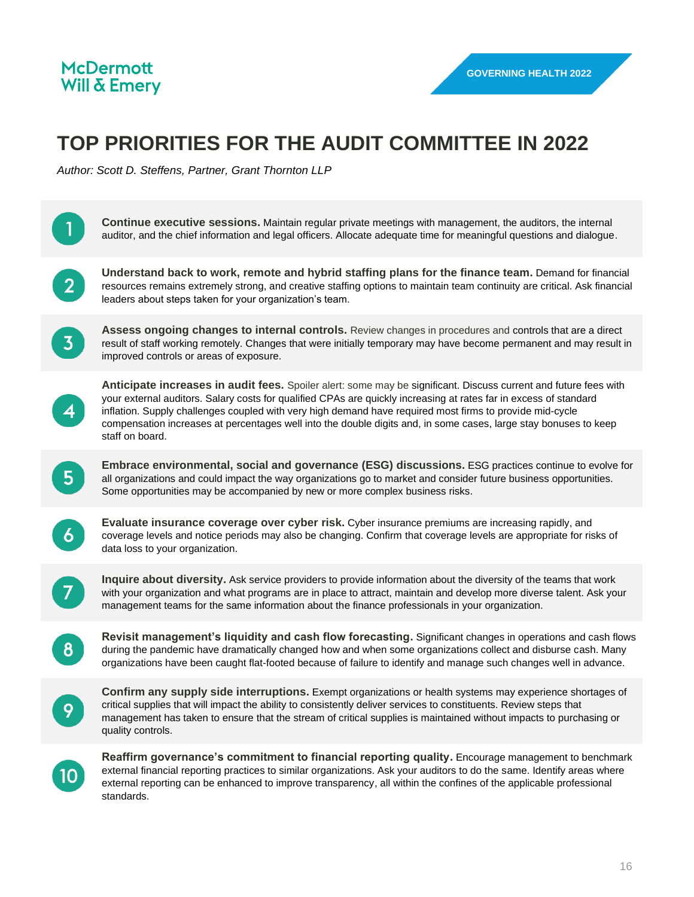# TOP PRIORITIES FOR THE AUDIT COMMITTEE IN 2022

*Author: Scott D. Steffens, Partner, Grant Thornton LLP*

1. **Continue executive sessions.** Maintain regular private meetings with management, the auditors, the internal auditor, and the chief information and legal officers. Allocate adequate time for meaningful questions and dialogue.

2. **Understand back to work, remote and hybrid staffing plans for the finance team.** Demand for financial resources remains extremely strong, and creative staffing options to maintain team continuity are critical. Ask financial leaders about steps taken for your organization's team.

3. **Assess ongoing changes to internal controls.** Review changes in procedures and controls that are a direct result of staff working remotely. Changes that were initially temporary may have become permanent and may result in improved controls or areas of exposure.

4. **Anticipate increases in audit fees.** Spoiler alert: some may be significant. Discuss current and future fees with your external auditors. Salary costs for qualified CPAs are quickly increasing at rates far in excess of standard inflation. Supply challenges coupled with very high demand have required most firms to provide mid-cycle compensation increases at percentages well into the double digits and, in some cases, large stay bonuses to keep staff on board.

5. **Embrace environmental, social and governance (ESG) discussions.** ESG practices continue to evolve for all organizations and could impact the way organizations go to market and consider future business opportunities. Some opportunities may be accompanied by new or more complex business risks.

6. **Evaluate insurance coverage over cyber risk.** Cyber insurance premiums are increasing rapidly, and coverage levels and notice periods may also be changing. Confirm that coverage levels are appropriate for risks of data loss to your organization.

7. **Inquire about diversity.** Ask service providers to provide information about the diversity of the teams that work with your organization and what programs are in place to attract, maintain and develop more diverse talent. Ask your management teams for the same information about the finance professionals in your organization.

8. **Revisit management's liquidity and cash flow forecasting.** Significant changes in operations and cash flows during the pandemic have dramatically changed how and when some organizations collect and disburse cash. Many organizations have been caught flat-footed because of failure to identify and manage such changes well in advance.

9. **Confirm any supply side interruptions.** Exempt organizations or health systems may experience shortages of critical supplies that will impact the ability to consistently deliver services to constituents. Review steps that management has taken to ensure that the stream of critical supplies is maintained without impacts to purchasing or quality controls.

10. **Reaffirm governance's commitment to financial reporting quality.** Encourage management to benchmark external financial reporting practices to similar organizations. Ask your auditors to do the same. Identify areas where external reporting can be enhanced to improve transparency, all within the confines of the applicable professional standards.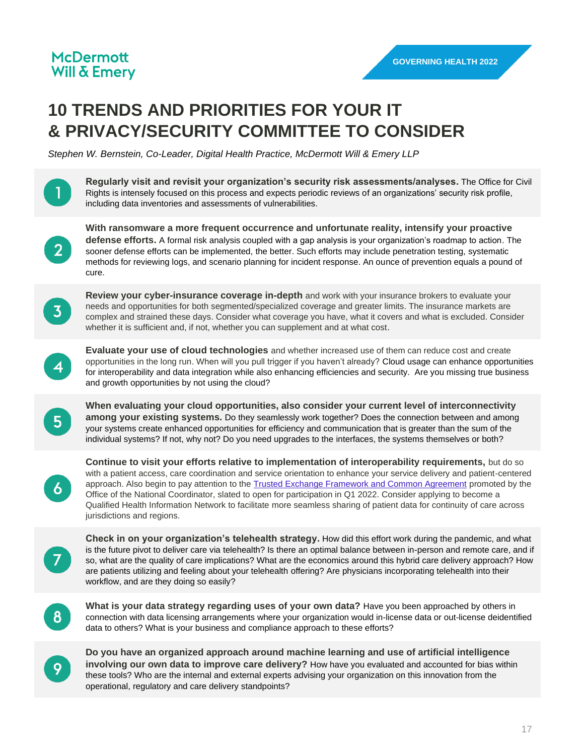# 10 TRENDS AND PRIORITIES FOR YOUR IT & PRIVACY/SECURITY COMMITTEE TO CONSIDER

*Stephen W. Bernstein, Co-Leader, Digital Health Practice, McDermott Will & Emery LLP*

1. **Regularly visit and revisit your organization's security risk assessments/analyses.** The Office for Civil Rights is intensely focused on this process and expects periodic reviews of an organizations' security risk profile, including data inventories and assessments of vulnerabilities.

2. **With ransomware a more frequent occurrence and unfortunate reality, intensify your proactive defense efforts.** A formal risk analysis coupled with a gap analysis is your organization's roadmap to action. The sooner defense efforts can be implemented, the better. Such efforts may include penetration testing, systematic methods for reviewing logs, and scenario planning for incident response. An ounce of prevention equals a pound of cure.

3. **Review your cyber-insurance coverage in-depth** and work with your insurance brokers to evaluate your needs and opportunities for both segmented/specialized coverage and greater limits. The insurance markets are complex and strained these days. Consider what coverage you have, what it covers and what is excluded. Consider whether it is sufficient and, if not, whether you can supplement and at what cost.

4. **Evaluate your use of cloud technologies** and whether increased use of them can reduce cost and create opportunities in the long run. When will you pull trigger if you haven't already? Cloud usage can enhance opportunities for interoperability and data integration while also enhancing efficiencies and security. Are you missing true business and growth opportunities by not using the cloud?

5. **When evaluating your cloud opportunities, also consider your current level of interconnectivity among your existing systems.** Do they seamlessly work together? Does the connection between and among your systems create enhanced opportunities for efficiency and communication that is greater than the sum of the individual systems? If not, why not? Do you need upgrades to the interfaces, the systems themselves or both?

6. **Continue to visit your efforts relative to implementation of interoperability requirements,** but do so with a patient access, care coordination and service orientation to enhance your service delivery and patient-centered approach. Also begin to pay attention to the Trusted Exchange Framework and Common Agreement promoted by the Office of the National Coordinator, slated to open for participation in Q1 2022. Consider applying to become a Qualified Health Information Network to facilitate more seamless sharing of patient data for continuity of care across jurisdictions and regions.

7. **Check in on your organization's telehealth strategy.** How did this effort work during the pandemic, and what is the future pivot to deliver care via telehealth? Is there an optimal balance between in-person and remote care, and if so, what are the quality of care implications? What are the economics around this hybrid care delivery approach? How are patients utilizing and feeling about your telehealth offering? Are physicians incorporating telehealth into their workflow, and are they doing so easily?

8. **What is your data strategy regarding uses of your own data?** Have you been approached by others in connection with data licensing arrangements where your organization would in-license data or out-license deidentified data to others? What is your business and compliance approach to these efforts?

9. **Do you have an organized approach around machine learning and use of artificial intelligence involving our own data to improve care delivery?** How have you evaluated and accounted for bias within these tools? Who are the internal and external experts advising your organization on this innovation from the operational, regulatory and care delivery standpoints?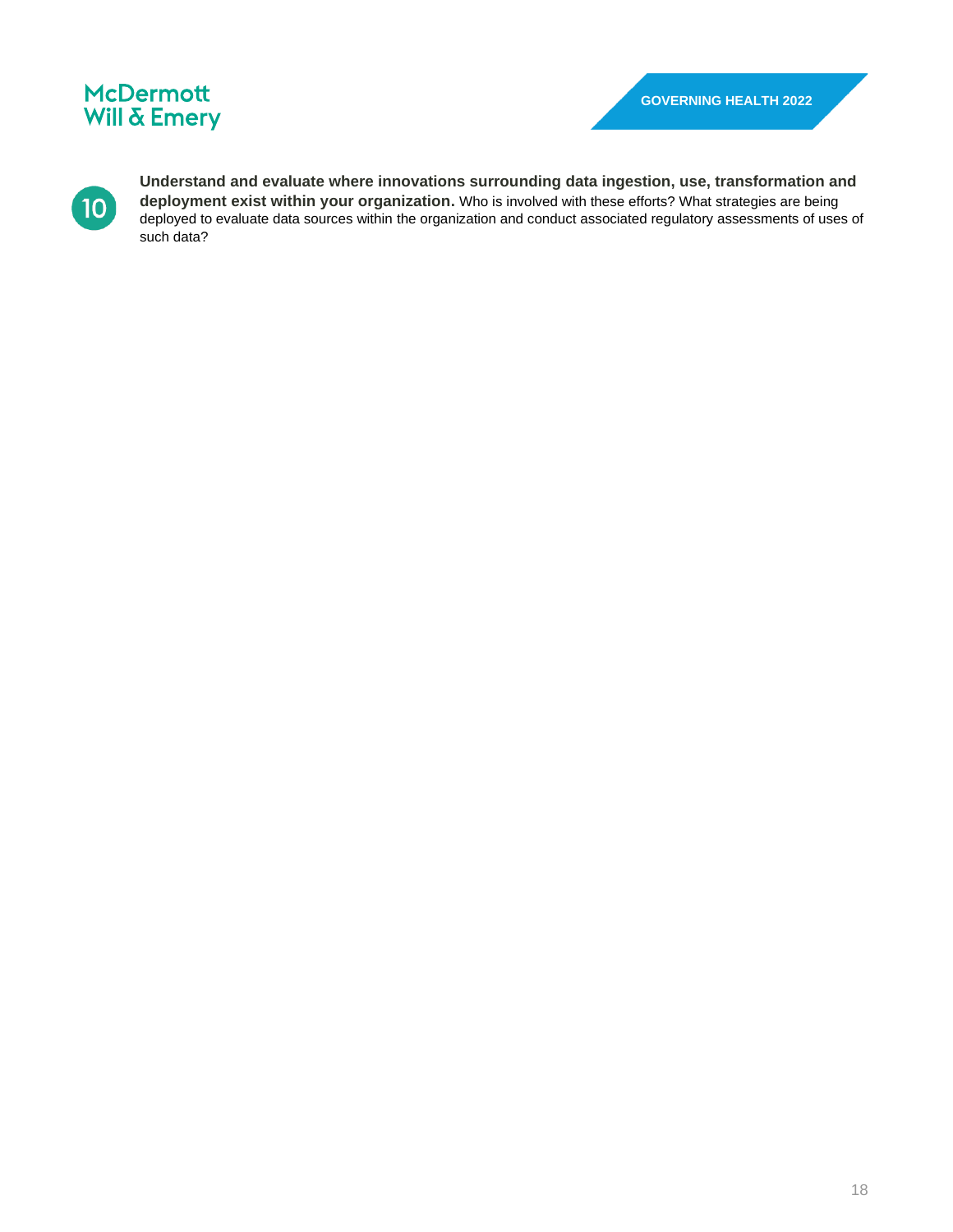10. **Understand and evaluate where innovations surrounding data ingestion, use, transformation and deployment exist within your organization.** Who is involved with these efforts? What strategies are being deployed to evaluate data sources within the organization and conduct associated regulatory assessments of uses of such data?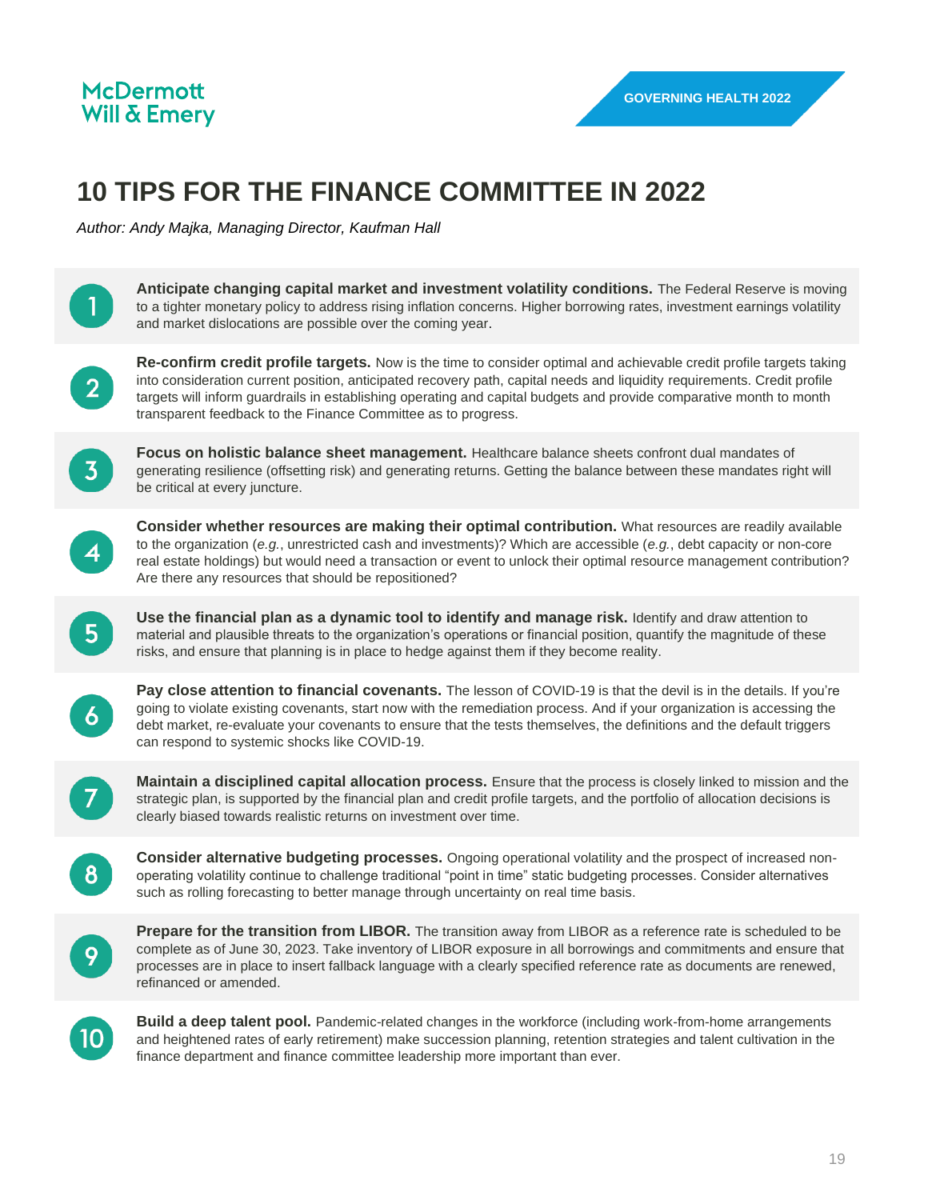# 10 TIPS FOR THE FINANCE COMMITTEE IN 2022

*Author: Andy Majka, Managing Director, Kaufman Hall*

1. **Anticipate changing capital market and investment volatility conditions.** The Federal Reserve is moving to a tighter monetary policy to address rising inflation concerns. Higher borrowing rates, investment earnings volatility and market dislocations are possible over the coming year.

2. **Re-confirm credit profile targets.** Now is the time to consider optimal and achievable credit profile targets taking into consideration current position, anticipated recovery path, capital needs and liquidity requirements. Credit profile targets will inform guardrails in establishing operating and capital budgets and provide comparative month to month transparent feedback to the Finance Committee as to progress.

3. **Focus on holistic balance sheet management.** Healthcare balance sheets confront dual mandates of generating resilience (offsetting risk) and generating returns. Getting the balance between these mandates right will be critical at every juncture.

4. **Consider whether resources are making their optimal contribution.** What resources are readily available to the organization (*e.g.*, unrestricted cash and investments)? Which are accessible (*e.g.*, debt capacity or non-core real estate holdings) but would need a transaction or event to unlock their optimal resource management contribution? Are there any resources that should be repositioned?

5. **Use the financial plan as a dynamic tool to identify and manage risk.** Identify and draw attention to material and plausible threats to the organization's operations or financial position, quantify the magnitude of these risks, and ensure that planning is in place to hedge against them if they become reality.

6. **Pay close attention to financial covenants.** The lesson of COVID-19 is that the devil is in the details. If you're going to violate existing covenants, start now with the remediation process. And if your organization is accessing the debt market, re-evaluate your covenants to ensure that the tests themselves, the definitions and the default triggers can respond to systemic shocks like COVID-19.

7. **Maintain a disciplined capital allocation process.** Ensure that the process is closely linked to mission and the strategic plan, is supported by the financial plan and credit profile targets, and the portfolio of allocation decisions is clearly biased towards realistic returns on investment over time.

8. **Consider alternative budgeting processes.** Ongoing operational volatility and the prospect of increased non-operating volatility continue to challenge traditional "point in time" static budgeting processes. Consider alternatives such as rolling forecasting to better manage through uncertainty on real time basis.

9. **Prepare for the transition from LIBOR.** The transition away from LIBOR as a reference rate is scheduled to be complete as of June 30, 2023. Take inventory of LIBOR exposure in all borrowings and commitments and ensure that processes are in place to insert fallback language with a clearly specified reference rate as documents are renewed, refinanced or amended.

10. **Build a deep talent pool.** Pandemic-related changes in the workforce (including work-from-home arrangements and heightened rates of early retirement) make succession planning, retention strategies and talent cultivation in the finance department and finance committee leadership more important than ever.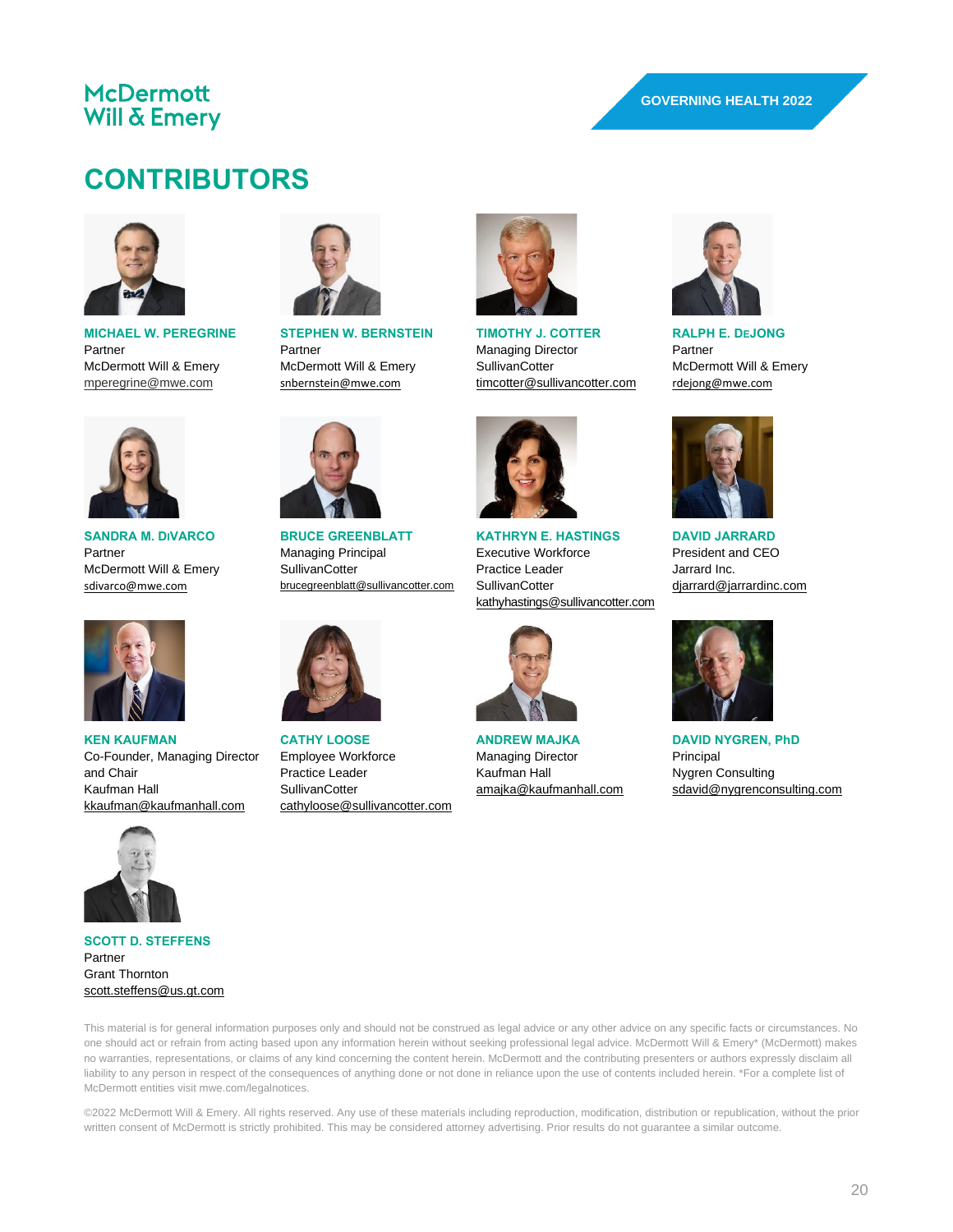# CONTRIBUTORS

**MICHAEL W. PEREGRINE**
Partner
McDermott Will & Emery
mperegrine@mwe.com

**STEPHEN W. BERNSTEIN**
Partner
McDermott Will & Emery
snbernstein@mwe.com

**TIMOTHY J. COTTER**
Managing Director
SullivanCotter
timcotter@sullivancotter.com

**RALPH E. DEJONG**
Partner
McDermott Will & Emery
rdejong@mwe.com

**SANDRA M. DIVARCO**
Partner
McDermott Will & Emery
sdivarco@mwe.com

**BRUCE GREENBLATT**
Managing Principal
SullivanCotter
brucegreenblatt@sullivancotter.com

**KATHRYN E. HASTINGS**
Executive Workforce Practice Leader
SullivanCotter
kathyhastings@sullivancotter.com

**DAVID JARRARD**
President and CEO
Jarrard Inc.
djarrard@jarrardinc.com

**KEN KAUFMAN**
Co-Founder, Managing Director and Chair
Kaufman Hall
kkaufman@kaufmanhall.com

**CATHY LOOSE**
Employee Workforce Practice Leader
SullivanCotter
cathyloose@sullivancotter.com

**ANDREW MAJKA**
Managing Director
Kaufman Hall
amajka@kaufmanhall.com

**DAVID NYGREN, PhD**
Principal
Nygren Consulting
sdavid@nygrenconsulting.com

**SCOTT D. STEFFENS**
Partner
Grant Thornton
scott.steffens@us.gt.com

This material is for general information purposes only and should not be construed as legal advice or any other advice on any specific facts or circumstances. No one should act or refrain from acting based upon any information herein without seeking professional legal advice. McDermott Will & Emery* (McDermott) makes no warranties, representations, or claims of any kind concerning the content herein. McDermott and the contributing presenters or authors expressly disclaim all liability to any person in respect of the consequences of anything done or not done in reliance upon the use of contents included herein. *For a complete list of McDermott entities visit mwe.com/legalnotices.

©2022 McDermott Will & Emery. All rights reserved. Any use of these materials including reproduction, modification, distribution or republication, without the prior written consent of McDermott is strictly prohibited. This may be considered attorney advertising. Prior results do not guarantee a similar outcome.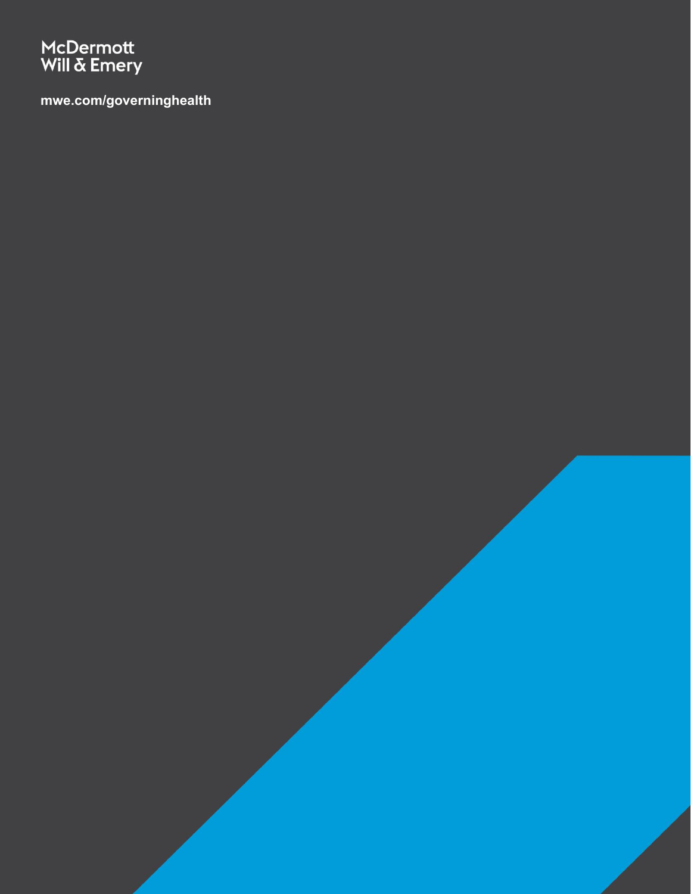McDermott
Will & Emery

**mwe.com/governinghealth**